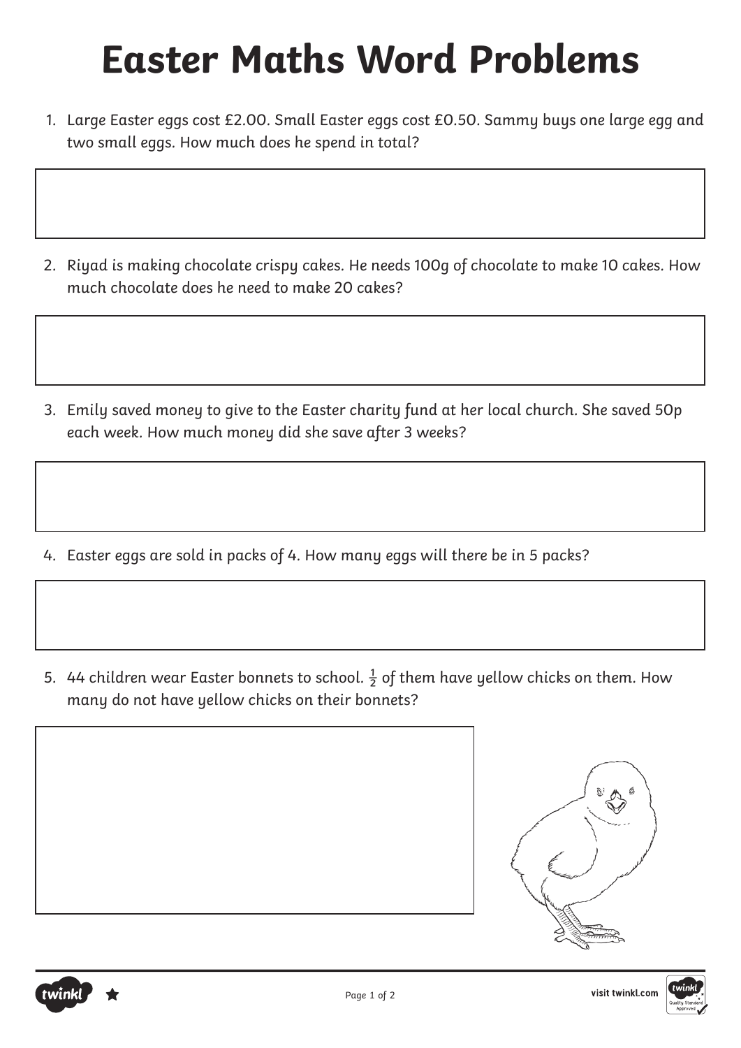# Easter Maths Word Problems

1. Large Easter eggs cost £2.00. Small Easter eggs cost £0.50. Sammy buys one large egg and two small eggs. How much does he spend in total?

2. Riyad is making chocolate crispy cakes. He needs 100g of chocolate to make 10 cakes. How much chocolate does he need to make 20 cakes?

3. Emily saved money to give to the Easter charity fund at her local church. She saved 50p each week. How much money did she save after 3 weeks?

4. Easter eggs are sold in packs of 4. How many eggs will there be in 5 packs?

5. 44 children wear Easter bonnets to school. $\frac{1}{2}$ of them have yellow chicks on them. How many do not have yellow chicks on their bonnets?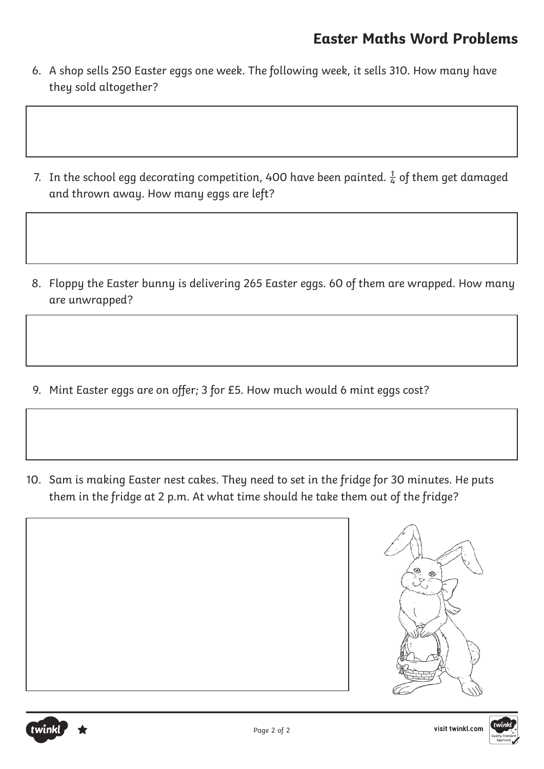# Easter Maths Word Problems

6. A shop sells 250 Easter eggs one week. The following week, it sells 310. How many have they sold altogether?

7. In the school egg decorating competition, 400 have been painted. $\frac{1}{4}$ of them get damaged and thrown away. How many eggs are left?

8. Floppy the Easter bunny is delivering 265 Easter eggs. 60 of them are wrapped. How many are unwrapped?

9. Mint Easter eggs are on offer; 3 for £5. How much would 6 mint eggs cost?

10. Sam is making Easter nest cakes. They need to set in the fridge for 30 minutes. He puts them in the fridge at 2 p.m. At what time should he take them out of the fridge?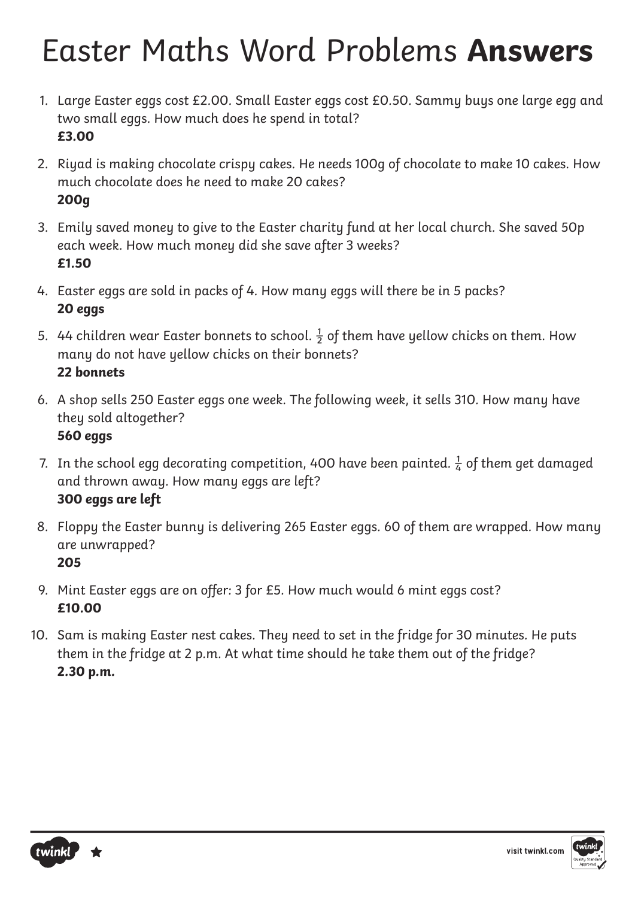# Easter Maths Word Problems **Answers**

1. Large Easter eggs cost £2.00. Small Easter eggs cost £0.50. Sammy buys one large egg and two small eggs. How much does he spend in total?
   **£3.00**

2. Riyad is making chocolate crispy cakes. He needs 100g of chocolate to make 10 cakes. How much chocolate does he need to make 20 cakes?
   **200g**

3. Emily saved money to give to the Easter charity fund at her local church. She saved 50p each week. How much money did she save after 3 weeks?
   **£1.50**

4. Easter eggs are sold in packs of 4. How many eggs will there be in 5 packs?
   **20 eggs**

5. 44 children wear Easter bonnets to school. $\frac{1}{2}$ of them have yellow chicks on them. How many do not have yellow chicks on their bonnets?
   **22 bonnets**

6. A shop sells 250 Easter eggs one week. The following week, it sells 310. How many have they sold altogether?
   **560 eggs**

7. In the school egg decorating competition, 400 have been painted. $\frac{1}{4}$ of them get damaged and thrown away. How many eggs are left?
   ***300 eggs are left***

8. Floppy the Easter bunny is delivering 265 Easter eggs. 60 of them are wrapped. How many are unwrapped?
   **205**

9. Mint Easter eggs are on offer: 3 for £5. How much would 6 mint eggs cost?
   **£10.00**

10. Sam is making Easter nest cakes. They need to set in the fridge for 30 minutes. He puts them in the fridge at 2 p.m. At what time should he take them out of the fridge?
    **2.30 p.m.**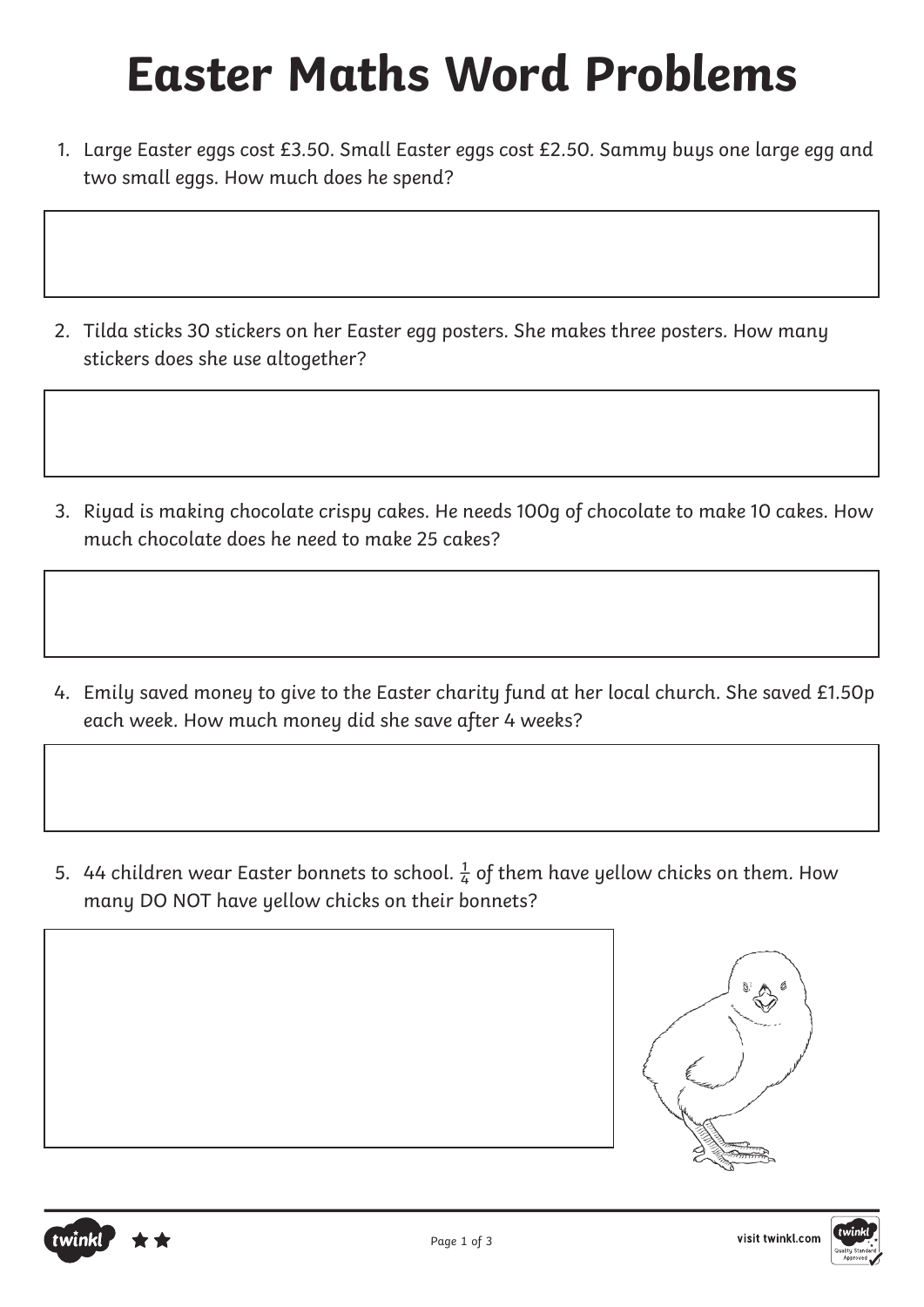# Easter Maths Word Problems

1. Large Easter eggs cost £3.50. Small Easter eggs cost £2.50. Sammy buys one large egg and two small eggs. How much does he spend?

2. Tilda sticks 30 stickers on her Easter egg posters. She makes three posters. How many stickers does she use altogether?

3. Riyad is making chocolate crispy cakes. He needs 100g of chocolate to make 10 cakes. How much chocolate does he need to make 25 cakes?

4. Emily saved money to give to the Easter charity fund at her local church. She saved £1.50p each week. How much money did she save after 4 weeks?

5. 44 children wear Easter bonnets to school. $\frac{1}{4}$ of them have yellow chicks on them. How many DO NOT have yellow chicks on their bonnets?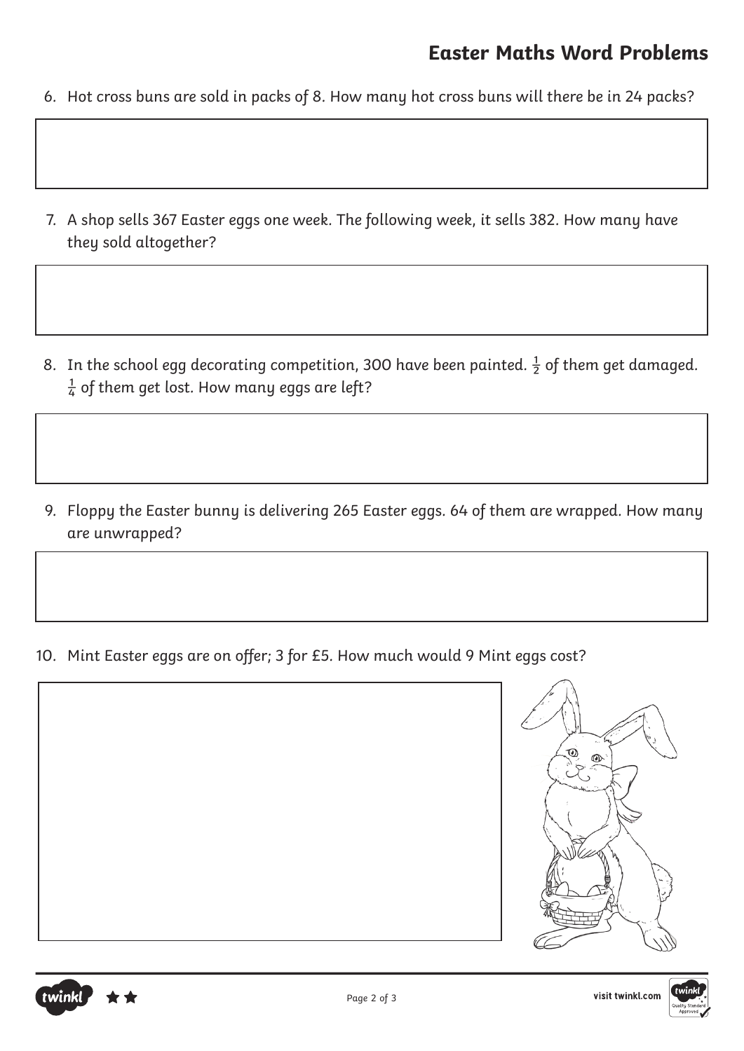6. Hot cross buns are sold in packs of 8. How many hot cross buns will there be in 24 packs?

7. A shop sells 367 Easter eggs one week. The following week, it sells 382. How many have they sold altogether?

8. In the school egg decorating competition, 300 have been painted. $\frac{1}{2}$ of them get damaged. $\frac{1}{4}$ of them get lost. How many eggs are left?

9. Floppy the Easter bunny is delivering 265 Easter eggs. 64 of them are wrapped. How many are unwrapped?

10. Mint Easter eggs are on offer; 3 for £5. How much would 9 Mint eggs cost?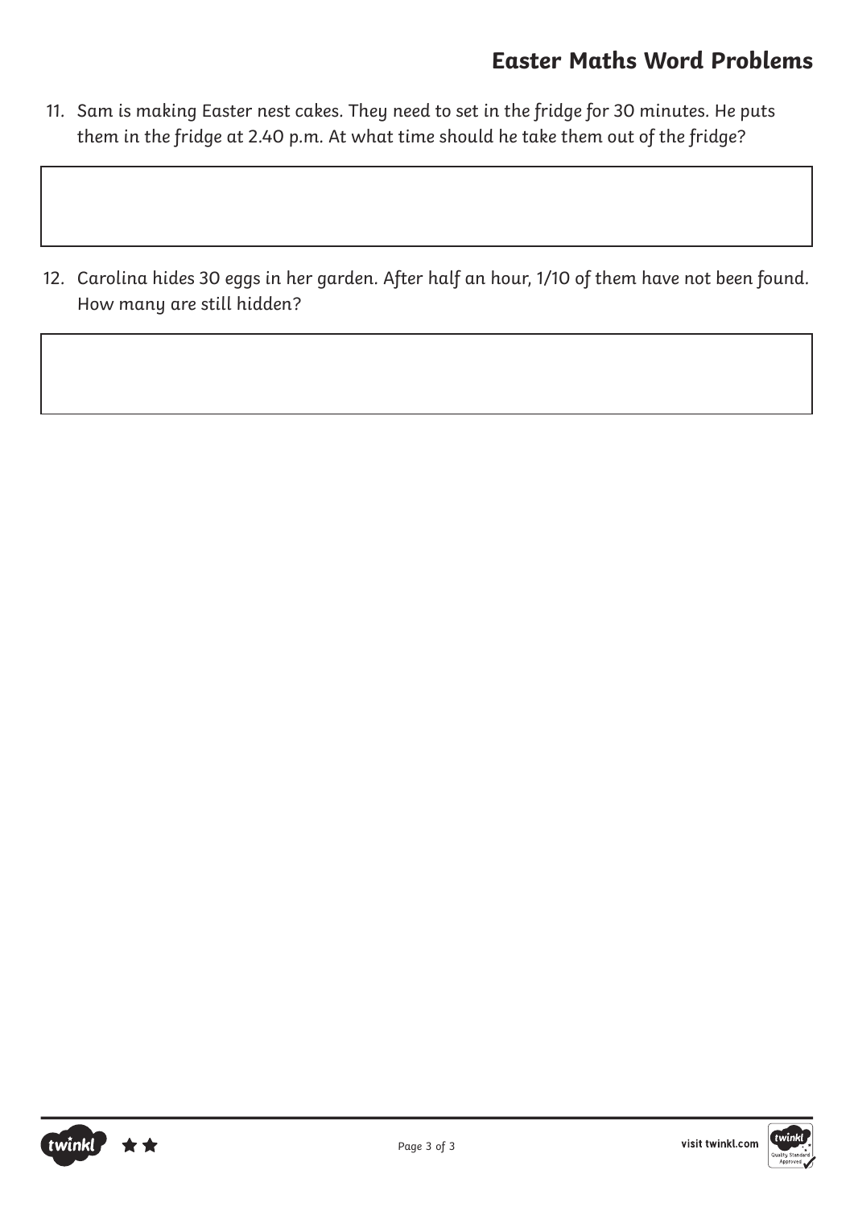## Easter Maths Word Problems

11. Sam is making Easter nest cakes. They need to set in the fridge for 30 minutes. He puts them in the fridge at 2.40 p.m. At what time should he take them out of the fridge?

12. Carolina hides 30 eggs in her garden. After half an hour, 1/10 of them have not been found. How many are still hidden?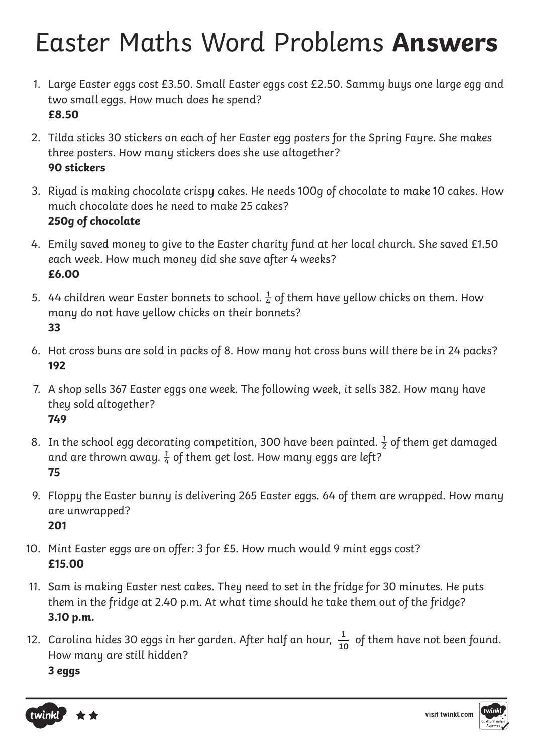# Easter Maths Word Problems **Answers**

1. Large Easter eggs cost £3.50. Small Easter eggs cost £2.50. Sammy buys one large egg and two small eggs. How much does he spend?
   **£8.50**

2. Tilda sticks 30 stickers on each of her Easter egg posters for the Spring Fayre. She makes three posters. How many stickers does she use altogether?
   **90 stickers**

3. Riyad is making chocolate crispy cakes. He needs 100g of chocolate to make 10 cakes. How much chocolate does he need to make 25 cakes?
   **250g of chocolate**

4. Emily saved money to give to the Easter charity fund at her local church. She saved £1.50 each week. How much money did she save after 4 weeks?
   **£6.00**

5. 44 children wear Easter bonnets to school. $\frac{1}{4}$ of them have yellow chicks on them. How many do not have yellow chicks on their bonnets?
   **33**

6. Hot cross buns are sold in packs of 8. How many hot cross buns will there be in 24 packs?
   **192**

7. A shop sells 367 Easter eggs one week. The following week, it sells 382. How many have they sold altogether?
   **749**

8. In the school egg decorating competition, 300 have been painted. $\frac{1}{2}$ of them get damaged and are thrown away. $\frac{1}{4}$ of them get lost. How many eggs are left?
   **75**

9. Floppy the Easter bunny is delivering 265 Easter eggs. 64 of them are wrapped. How many are unwrapped?
   **201**

10. Mint Easter eggs are on offer: 3 for £5. How much would 9 mint eggs cost?
    **£15.00**

11. Sam is making Easter nest cakes. They need to set in the fridge for 30 minutes. He puts them in the fridge at 2.40 p.m. At what time should he take them out of the fridge?
    **3.10 p.m.**

12. Carolina hides 30 eggs in her garden. After half an hour, $\frac{1}{10}$ of them have not been found. How many are still hidden?
    **3 eggs**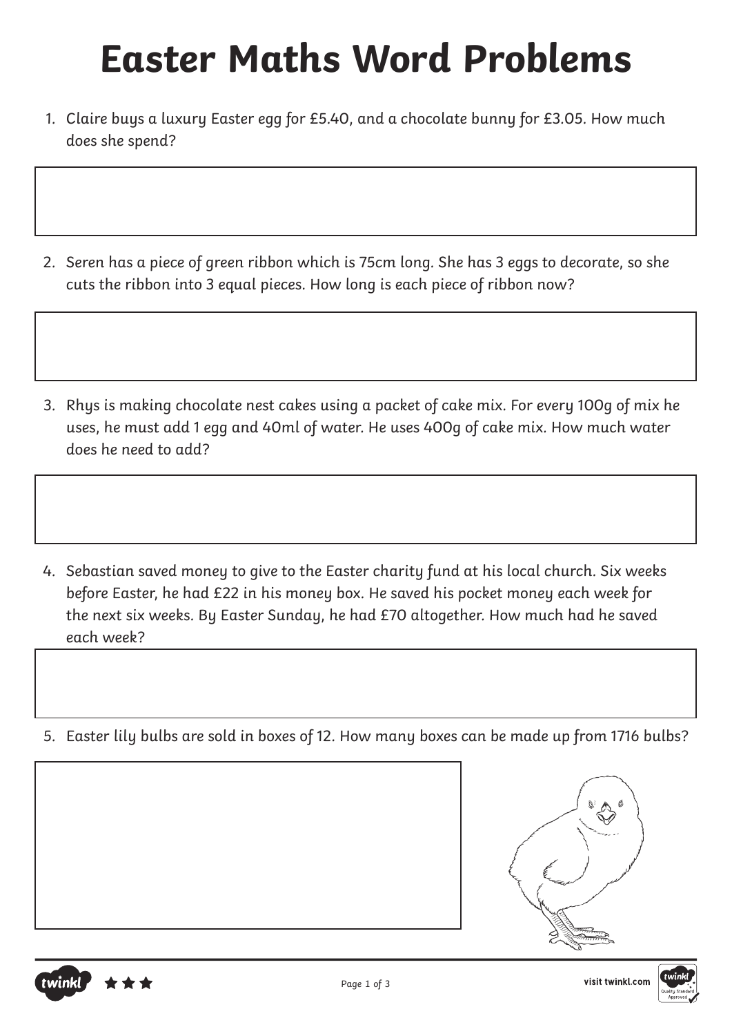# Easter Maths Word Problems

1. Claire buys a luxury Easter egg for £5.40, and a chocolate bunny for £3.05. How much does she spend?

2. Seren has a piece of green ribbon which is 75cm long. She has 3 eggs to decorate, so she cuts the ribbon into 3 equal pieces. How long is each piece of ribbon now?

3. Rhys is making chocolate nest cakes using a packet of cake mix. For every 100g of mix he uses, he must add 1 egg and 40ml of water. He uses 400g of cake mix. How much water does he need to add?

4. Sebastian saved money to give to the Easter charity fund at his local church. Six weeks before Easter, he had £22 in his money box. He saved his pocket money each week for the next six weeks. By Easter Sunday, he had £70 altogether. How much had he saved each week?

5. Easter lily bulbs are sold in boxes of 12. How many boxes can be made up from 1716 bulbs?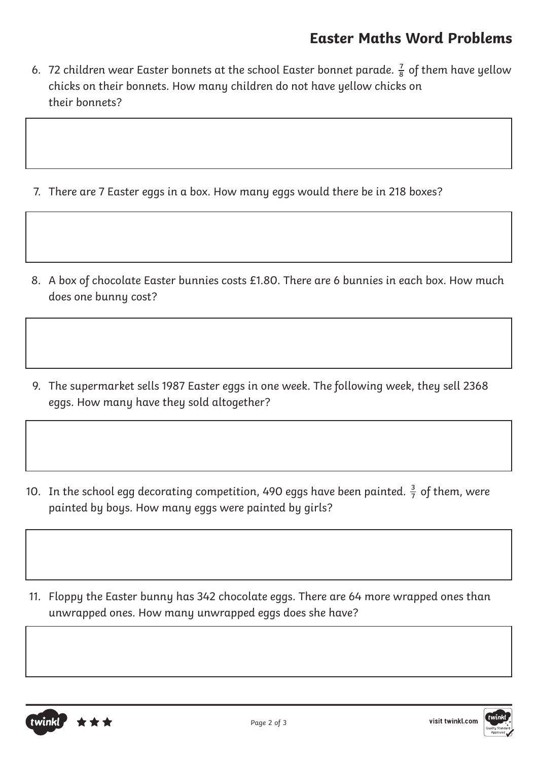## Easter Maths Word Problems

6. 72 children wear Easter bonnets at the school Easter bonnet parade. $\frac{7}{8}$ of them have yellow chicks on their bonnets. How many children do not have yellow chicks on their bonnets?

7. There are 7 Easter eggs in a box. How many eggs would there be in 218 boxes?

8. A box of chocolate Easter bunnies costs £1.80. There are 6 bunnies in each box. How much does one bunny cost?

9. The supermarket sells 1987 Easter eggs in one week. The following week, they sell 2368 eggs. How many have they sold altogether?

10. In the school egg decorating competition, 490 eggs have been painted. $\frac{3}{7}$ of them, were painted by boys. How many eggs were painted by girls?

11. Floppy the Easter bunny has 342 chocolate eggs. There are 64 more wrapped ones than unwrapped ones. How many unwrapped eggs does she have?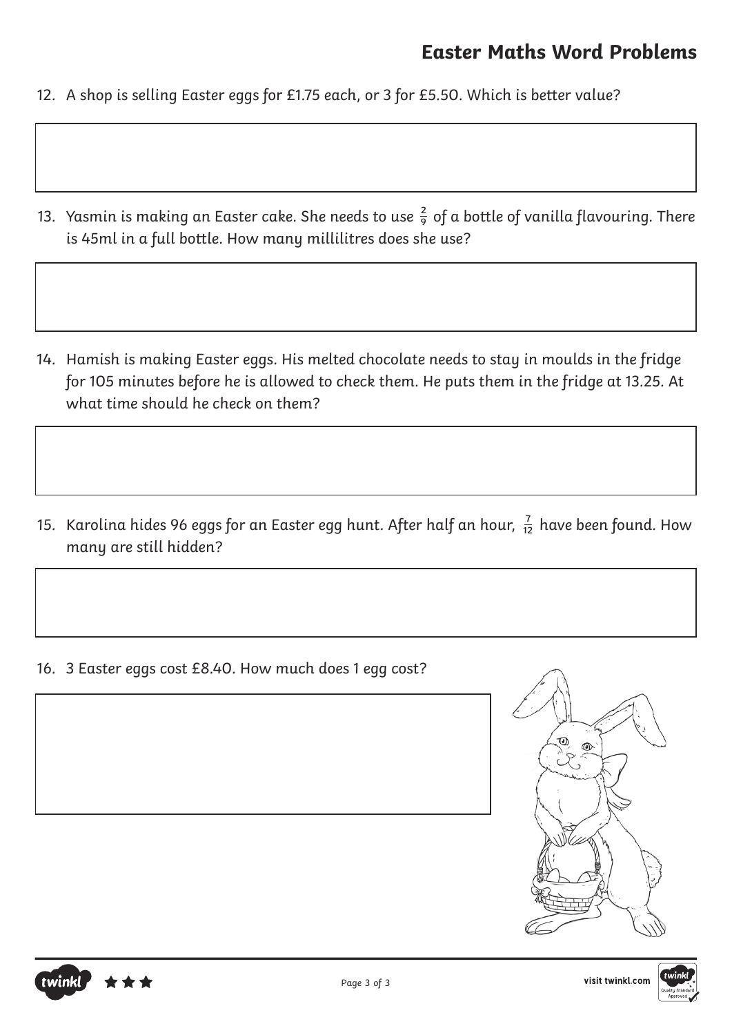## Easter Maths Word Problems

12. A shop is selling Easter eggs for £1.75 each, or 3 for £5.50. Which is better value?

13. Yasmin is making an Easter cake. She needs to use $\frac{2}{9}$ of a bottle of vanilla flavouring. There is 45ml in a full bottle. How many millilitres does she use?

14. Hamish is making Easter eggs. His melted chocolate needs to stay in moulds in the fridge for 105 minutes before he is allowed to check them. He puts them in the fridge at 13.25. At what time should he check on them?

15. Karolina hides 96 eggs for an Easter egg hunt. After half an hour, $\frac{7}{12}$ have been found. How many are still hidden?

16. 3 Easter eggs cost £8.40. How much does 1 egg cost?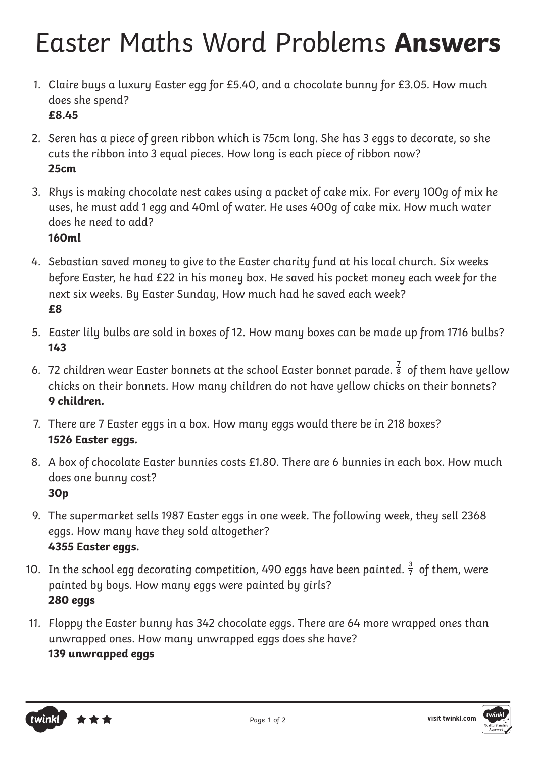# Easter Maths Word Problems **Answers**

1. Claire buys a luxury Easter egg for £5.40, and a chocolate bunny for £3.05. How much does she spend?
   **£8.45**

2. Seren has a piece of green ribbon which is 75cm long. She has 3 eggs to decorate, so she cuts the ribbon into 3 equal pieces. How long is each piece of ribbon now?
   **25cm**

3. Rhys is making chocolate nest cakes using a packet of cake mix. For every 100g of mix he uses, he must add 1 egg and 40ml of water. He uses 400g of cake mix. How much water does he need to add?
   **160ml**

4. Sebastian saved money to give to the Easter charity fund at his local church. Six weeks before Easter, he had £22 in his money box. He saved his pocket money each week for the next six weeks. By Easter Sunday, How much had he saved each week?
   **£8**

5. Easter lily bulbs are sold in boxes of 12. How many boxes can be made up from 1716 bulbs?
   **143**

6. 72 children wear Easter bonnets at the school Easter bonnet parade. $\frac{7}{8}$ of them have yellow chicks on their bonnets. How many children do not have yellow chicks on their bonnets?
   **9 children.**

7. There are 7 Easter eggs in a box. How many eggs would there be in 218 boxes?
   **1526 Easter eggs.**

8. A box of chocolate Easter bunnies costs £1.80. There are 6 bunnies in each box. How much does one bunny cost?
   **30p**

9. The supermarket sells 1987 Easter eggs in one week. The following week, they sell 2368 eggs. How many have they sold altogether?
   **4355 Easter eggs.**

10. In the school egg decorating competition, 490 eggs have been painted. $\frac{3}{7}$ of them, were painted by boys. How many eggs were painted by girls?
    **280 eggs**

11. Floppy the Easter bunny has 342 chocolate eggs. There are 64 more wrapped ones than unwrapped ones. How many unwrapped eggs does she have?
    **139 unwrapped eggs**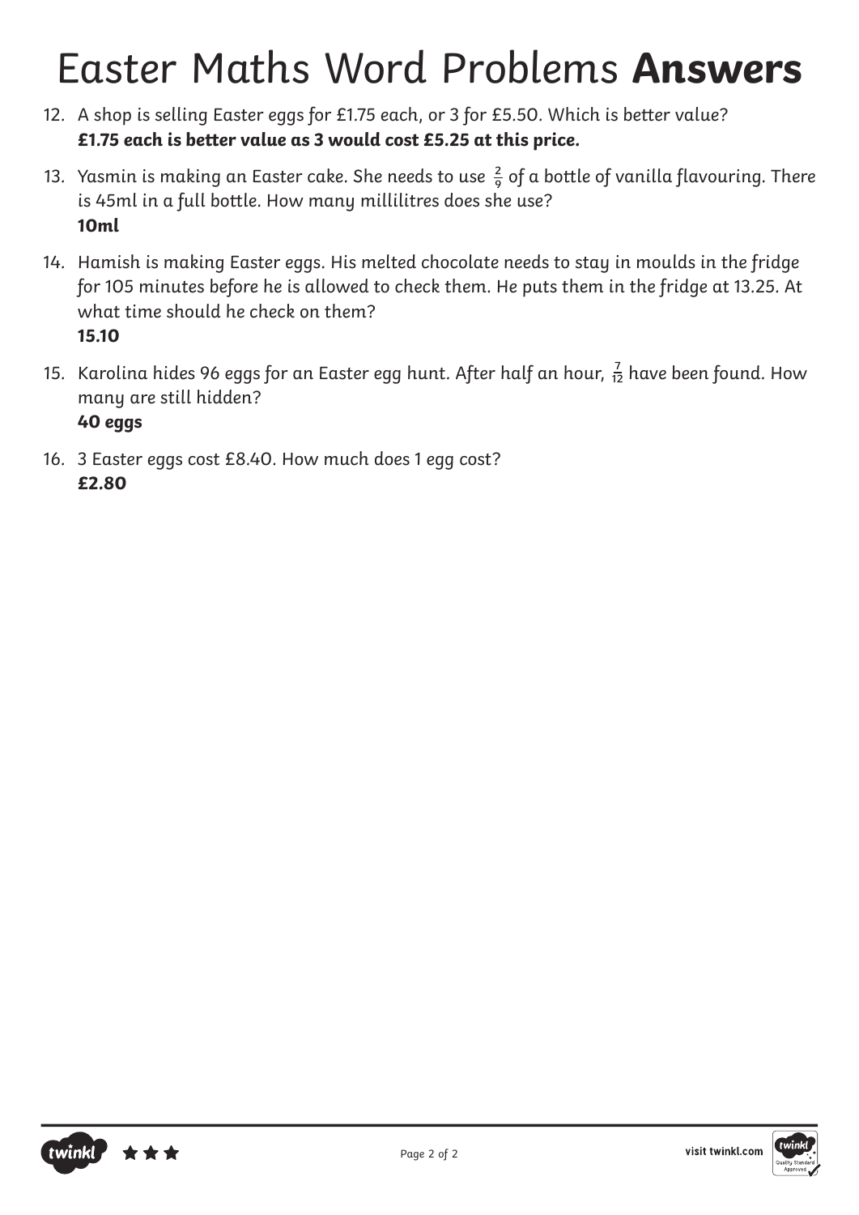# Easter Maths Word Problems **Answers**

12. A shop is selling Easter eggs for £1.75 each, or 3 for £5.50. Which is better value?
    **£1.75 each is better value as 3 would cost £5.25 at this price.**

13. Yasmin is making an Easter cake. She needs to use $\frac{2}{9}$ of a bottle of vanilla flavouring. There is 45ml in a full bottle. How many millilitres does she use?
    **10ml**

14. Hamish is making Easter eggs. His melted chocolate needs to stay in moulds in the fridge for 105 minutes before he is allowed to check them. He puts them in the fridge at 13.25. At what time should he check on them?
    **15.10**

15. Karolina hides 96 eggs for an Easter egg hunt. After half an hour, $\frac{7}{12}$ have been found. How many are still hidden?
    ***40 eggs***

16. 3 Easter eggs cost £8.40. How much does 1 egg cost?
    **£2.80**